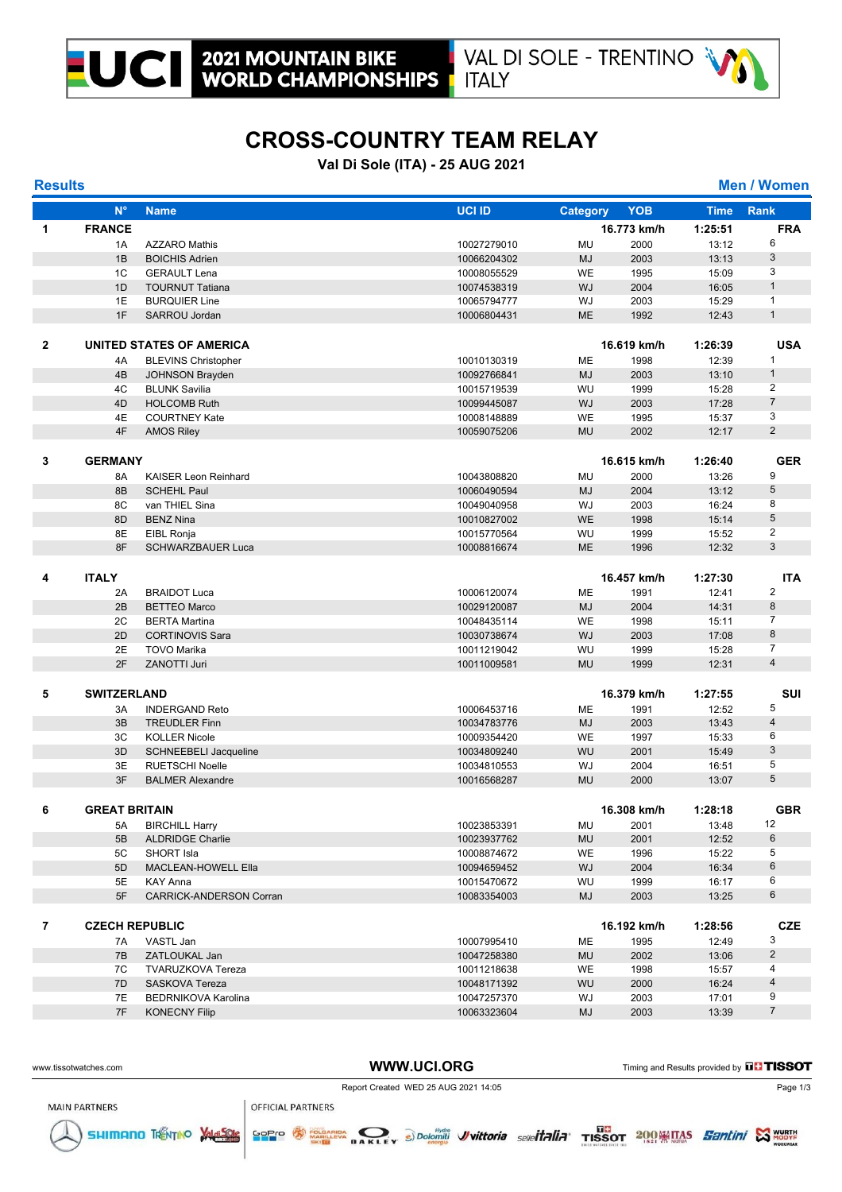2021 MOUNTAIN BIKE WORLD CHAMPIONSHIPS

VAL DI SOLE - TRENTINO ITALY

# CROSS-COUNTRY TEAM RELAY

**Val Di Sole (ITA) - 25 AUG 2021**

**Results** | **Men / Women**

| | N° | Name | UCI ID | Category | YOB | Time | Rank |
|---|---|---|---|---|---|---|---|
| **1** | **FRANCE** | | | | **16.773 km/h** | **1:25:51** | **FRA** |
| | 1A | AZZARO Mathis | 10027279010 | MU | 2000 | 13:12 | 6 |
| | 1B | BOICHIS Adrien | 10066204302 | MJ | 2003 | 13:13 | 3 |
| | 1C | GERAULT Lena | 10008055529 | WE | 1995 | 15:09 | 3 |
| | 1D | TOURNUT Tatiana | 10074538319 | WJ | 2004 | 16:05 | 1 |
| | 1E | BURQUIER Line | 10065794777 | WJ | 2003 | 15:29 | 1 |
| | 1F | SARROU Jordan | 10006804431 | ME | 1992 | 12:43 | 1 |
| **2** | **UNITED STATES OF AMERICA** | | | | **16.619 km/h** | **1:26:39** | **USA** |
| | 4A | BLEVINS Christopher | 10010130319 | ME | 1998 | 12:39 | 1 |
| | 4B | JOHNSON Brayden | 10092766841 | MJ | 2003 | 13:10 | 1 |
| | 4C | BLUNK Savilia | 10015719539 | WU | 1999 | 15:28 | 2 |
| | 4D | HOLCOMB Ruth | 10099445087 | WJ | 2003 | 17:28 | 7 |
| | 4E | COURTNEY Kate | 10008148889 | WE | 1995 | 15:37 | 3 |
| | 4F | AMOS Riley | 10059075206 | MU | 2002 | 12:17 | 2 |
| **3** | **GERMANY** | | | | **16.615 km/h** | **1:26:40** | **GER** |
| | 8A | KAISER Leon Reinhard | 10043808820 | MU | 2000 | 13:26 | 9 |
| | 8B | SCHEHL Paul | 10060490594 | MJ | 2004 | 13:12 | 5 |
| | 8C | van THIEL Sina | 10049040958 | WJ | 2003 | 16:24 | 8 |
| | 8D | BENZ Nina | 10010827002 | WE | 1998 | 15:14 | 5 |
| | 8E | EIBL Ronja | 10015770564 | WU | 1999 | 15:52 | 2 |
| | 8F | SCHWARZBAUER Luca | 10008816674 | ME | 1996 | 12:32 | 3 |
| **4** | **ITALY** | | | | **16.457 km/h** | **1:27:30** | **ITA** |
| | 2A | BRAIDOT Luca | 10006120074 | ME | 1991 | 12:41 | 2 |
| | 2B | BETTEO Marco | 10029120087 | MJ | 2004 | 14:31 | 8 |
| | 2C | BERTA Martina | 10048435114 | WE | 1998 | 15:11 | 7 |
| | 2D | CORTINOVIS Sara | 10030738674 | WJ | 2003 | 17:08 | 8 |
| | 2E | TOVO Marika | 10011219042 | WU | 1999 | 15:28 | 7 |
| | 2F | ZANOTTI Juri | 10011009581 | MU | 1999 | 12:31 | 4 |
| **5** | **SWITZERLAND** | | | | **16.379 km/h** | **1:27:55** | **SUI** |
| | 3A | INDERGAND Reto | 10006453716 | ME | 1991 | 12:52 | 5 |
| | 3B | TREUDLER Finn | 10034783776 | MJ | 2003 | 13:43 | 4 |
| | 3C | KOLLER Nicole | 10009354420 | WE | 1997 | 15:33 | 6 |
| | 3D | SCHNEEBELI Jacqueline | 10034809240 | WU | 2001 | 15:49 | 3 |
| | 3E | RUETSCHI Noelle | 10034810553 | WJ | 2004 | 16:51 | 5 |
| | 3F | BALMER Alexandre | 10016568287 | MU | 2000 | 13:07 | 5 |
| **6** | **GREAT BRITAIN** | | | | **16.308 km/h** | **1:28:18** | **GBR** |
| | 5A | BIRCHILL Harry | 10023853391 | MU | 2001 | 13:48 | 12 |
| | 5B | ALDRIDGE Charlie | 10023937762 | MU | 2001 | 12:52 | 6 |
| | 5C | SHORT Isla | 10008874672 | WE | 1996 | 15:22 | 5 |
| | 5D | MACLEAN-HOWELL Ella | 10094659452 | WJ | 2004 | 16:34 | 6 |
| | 5E | KAY Anna | 10015470672 | WU | 1999 | 16:17 | 6 |
| | 5F | CARRICK-ANDERSON Corran | 10083354003 | MJ | 2003 | 13:25 | 6 |
| **7** | **CZECH REPUBLIC** | | | | **16.192 km/h** | **1:28:56** | **CZE** |
| | 7A | VASTL Jan | 10007995410 | ME | 1995 | 12:49 | 3 |
| | 7B | ZATLOUKAL Jan | 10047258380 | MU | 2002 | 13:06 | 2 |
| | 7C | TVARUZKOVA Tereza | 10011218638 | WE | 1998 | 15:57 | 4 |
| | 7D | SASKOVA Tereza | 10048171392 | WU | 2000 | 16:24 | 4 |
| | 7E | BEDRNIKOVA Karolina | 10047257370 | WJ | 2003 | 17:01 | 9 |
| | 7F | KONECNY Filip | 10063323604 | MJ | 2003 | 13:39 | 7 |

www.tissotwatches.com | WWW.UCI.ORG | Timing and Results provided by TISSOT

Report Created WED 25 AUG 2021 14:05

MAIN PARTNERS | OFFICIAL PARTNERS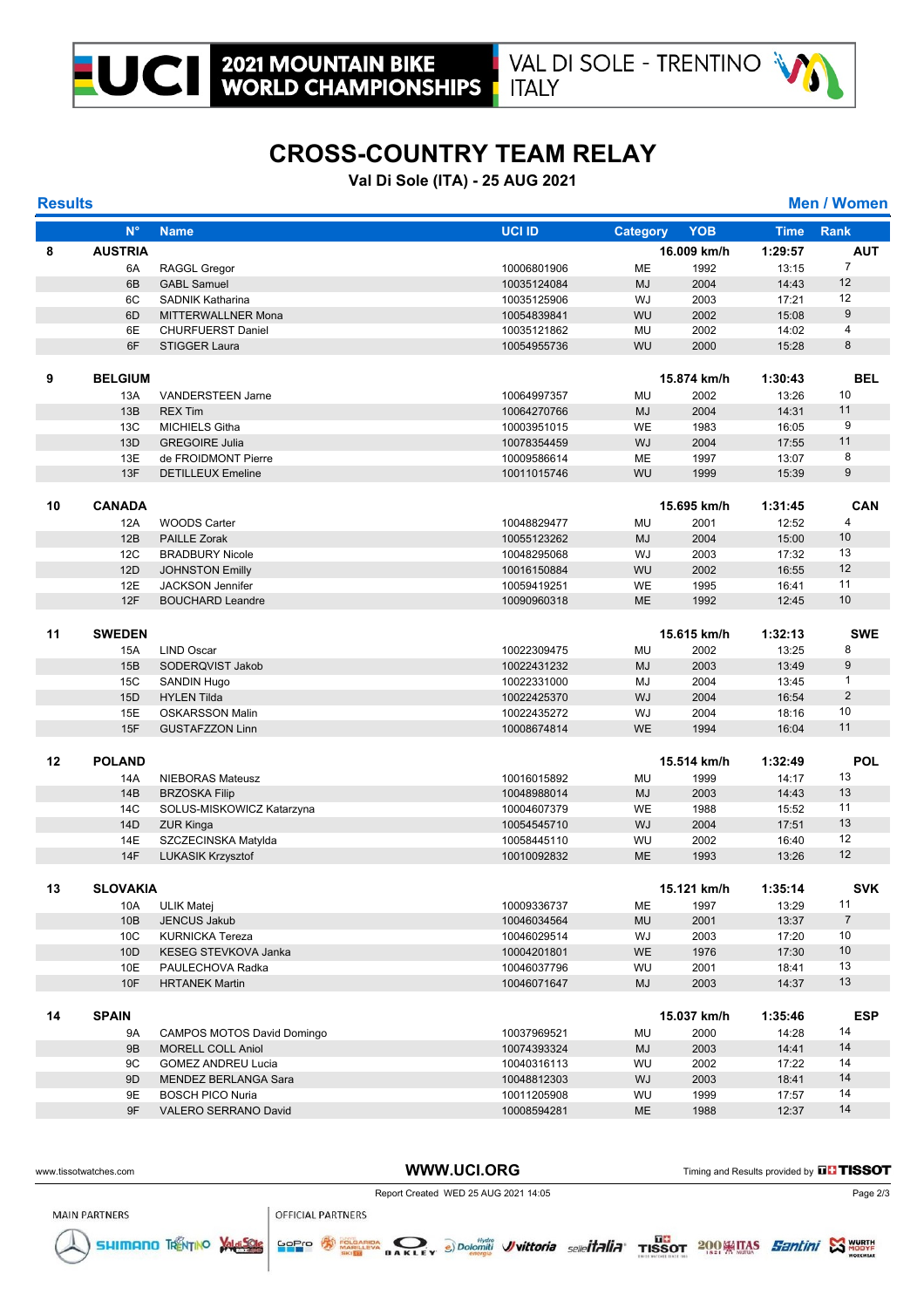# CROSS-COUNTRY TEAM RELAY

**Val Di Sole (ITA) - 25 AUG 2021**

**Results** — **Men / Women**

| | N° | Name | UCI ID | Category | YOB | Time | Rank |
|---|---|---|---|---|---|---|---|
| **8** | **AUSTRIA** | | | | **16.009 km/h** | **1:29:57** | **AUT** |
| | 6A | RAGGL Gregor | 10006801906 | ME | 1992 | 13:15 | 7 |
| | 6B | GABL Samuel | 10035124084 | MJ | 2004 | 14:43 | 12 |
| | 6C | SADNIK Katharina | 10035125906 | WJ | 2003 | 17:21 | 12 |
| | 6D | MITTERWALLNER Mona | 10054839841 | WU | 2002 | 15:08 | 9 |
| | 6E | CHURFUERST Daniel | 10035121862 | MU | 2002 | 14:02 | 4 |
| | 6F | STIGGER Laura | 10054955736 | WU | 2000 | 15:28 | 8 |
| **9** | **BELGIUM** | | | | **15.874 km/h** | **1:30:43** | **BEL** |
| | 13A | VANDERSTEEN Jarne | 10064997357 | MU | 2002 | 13:26 | 10 |
| | 13B | REX Tim | 10064270766 | MJ | 2004 | 14:31 | 11 |
| | 13C | MICHIELS Githa | 10003951015 | WE | 1983 | 16:05 | 9 |
| | 13D | GREGOIRE Julia | 10078354459 | WJ | 2004 | 17:55 | 11 |
| | 13E | de FROIDMONT Pierre | 10009586614 | ME | 1997 | 13:07 | 8 |
| | 13F | DETILLEUX Emeline | 10011015746 | WU | 1999 | 15:39 | 9 |
| **10** | **CANADA** | | | | **15.695 km/h** | **1:31:45** | **CAN** |
| | 12A | WOODS Carter | 10048829477 | MU | 2001 | 12:52 | 4 |
| | 12B | PAILLE Zorak | 10055123262 | MJ | 2004 | 15:00 | 10 |
| | 12C | BRADBURY Nicole | 10048295068 | WJ | 2003 | 17:32 | 13 |
| | 12D | JOHNSTON Emilly | 10016150884 | WU | 2002 | 16:55 | 12 |
| | 12E | JACKSON Jennifer | 10059419251 | WE | 1995 | 16:41 | 11 |
| | 12F | BOUCHARD Leandre | 10090960318 | ME | 1992 | 12:45 | 10 |
| **11** | **SWEDEN** | | | | **15.615 km/h** | **1:32:13** | **SWE** |
| | 15A | LIND Oscar | 10022309475 | MU | 2002 | 13:25 | 8 |
| | 15B | SODERQVIST Jakob | 10022431232 | MJ | 2003 | 13:49 | 9 |
| | 15C | SANDIN Hugo | 10022331000 | MJ | 2004 | 13:45 | 1 |
| | 15D | HYLEN Tilda | 10022425370 | WJ | 2004 | 16:54 | 2 |
| | 15E | OSKARSSON Malin | 10022435272 | WJ | 2004 | 18:16 | 10 |
| | 15F | GUSTAFZZON Linn | 10008674814 | WE | 1994 | 16:04 | 11 |
| **12** | **POLAND** | | | | **15.514 km/h** | **1:32:49** | **POL** |
| | 14A | NIEBORAS Mateusz | 10016015892 | MU | 1999 | 14:17 | 13 |
| | 14B | BRZOSKA Filip | 10048988014 | MJ | 2003 | 14:43 | 13 |
| | 14C | SOLUS-MISKOWICZ Katarzyna | 10004607379 | WE | 1988 | 15:52 | 11 |
| | 14D | ZUR Kinga | 10054545710 | WJ | 2004 | 17:51 | 13 |
| | 14E | SZCZECINSKA Matylda | 10058445110 | WU | 2002 | 16:40 | 12 |
| | 14F | LUKASIK Krzysztof | 10010092832 | ME | 1993 | 13:26 | 12 |
| **13** | **SLOVAKIA** | | | | **15.121 km/h** | **1:35:14** | **SVK** |
| | 10A | ULIK Matej | 10009336737 | ME | 1997 | 13:29 | 11 |
| | 10B | JENCUS Jakub | 10046034564 | MU | 2001 | 13:37 | 7 |
| | 10C | KURNICKA Tereza | 10046029514 | WJ | 2003 | 17:20 | 10 |
| | 10D | KESEG STEVKOVA Janka | 10004201801 | WE | 1976 | 17:30 | 10 |
| | 10E | PAULECHOVA Radka | 10046037796 | WU | 2001 | 18:41 | 13 |
| | 10F | HRTANEK Martin | 10046071647 | MJ | 2003 | 14:37 | 13 |
| **14** | **SPAIN** | | | | **15.037 km/h** | **1:35:46** | **ESP** |
| | 9A | CAMPOS MOTOS David Domingo | 10037969521 | MU | 2000 | 14:28 | 14 |
| | 9B | MORELL COLL Aniol | 10074393324 | MJ | 2003 | 14:41 | 14 |
| | 9C | GOMEZ ANDREU Lucia | 10040316113 | WU | 2002 | 17:22 | 14 |
| | 9D | MENDEZ BERLANGA Sara | 10048812303 | WJ | 2003 | 18:41 | 14 |
| | 9E | BOSCH PICO Nuria | 10011205908 | WU | 1999 | 17:57 | 14 |
| | 9F | VALERO SERRANO David | 10008594281 | ME | 1988 | 12:37 | 14 |

Report Created WED 25 AUG 2021 14:05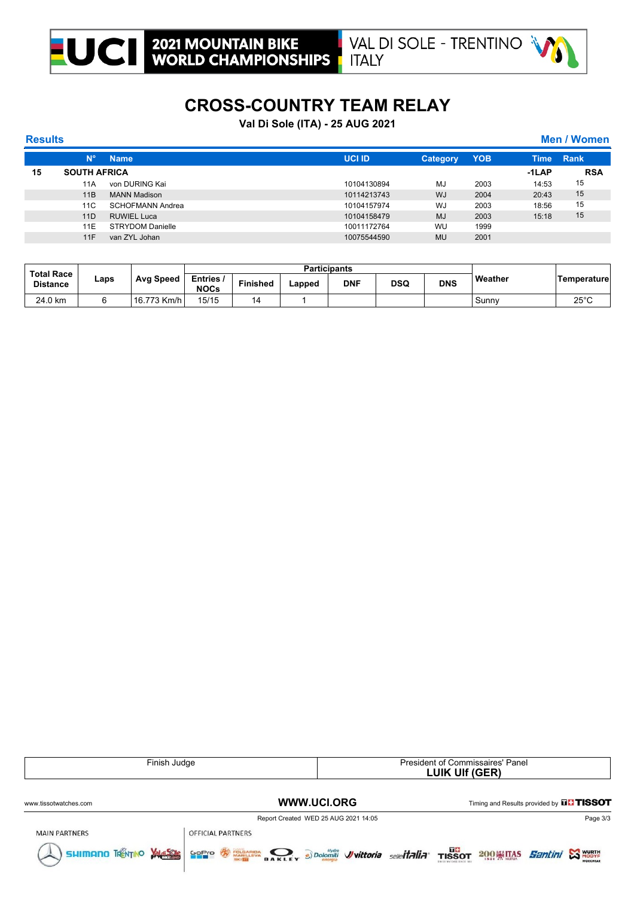# CROSS-COUNTRY TEAM RELAY

**Val Di Sole (ITA) - 25 AUG 2021**

**Results** — **Men / Women**

| | N° | Name | UCI ID | Category | YOB | Time | Rank |
|---|---|---|---|---|---|---|---|
| **15** | | **SOUTH AFRICA** | | | | **-1LAP** | **RSA** |
| | 11A | von DURING Kai | 10104130894 | MJ | 2003 | 14:53 | 15 |
| | 11B | MANN Madison | 10114213743 | WJ | 2004 | 20:43 | 15 |
| | 11C | SCHOFMANN Andrea | 10104157974 | WJ | 2003 | 18:56 | 15 |
| | 11D | RUWIEL Luca | 10104158479 | MJ | 2003 | 15:18 | 15 |
| | 11E | STRYDOM Danielle | 10011172764 | WU | 1999 | | |
| | 11F | van ZYL Johan | 10075544590 | MU | 2001 | | |

| Total Race Distance | Laps | Avg Speed | Participants | | | | | | Weather | Temperature |
|---|---|---|---|---|---|---|---|---|---|---|
| | | | Entries / NOCs | Finished | Lapped | DNF | DSQ | DNS | | |
| 24.0 km | 6 | 16.773 Km/h | 15/15 | 14 | 1 | | | | Sunny | 25°C |

| Finish Judge | President of Commissaires' Panel |
|---|---|
| | **LUIK Ulf (GER)** |

www.tissotwatches.com

**WWW.UCI.ORG**

Timing and Results provided by TISSOT

Report Created WED 25 AUG 2021 14:05

MAIN PARTNERS

OFFICIAL PARTNERS